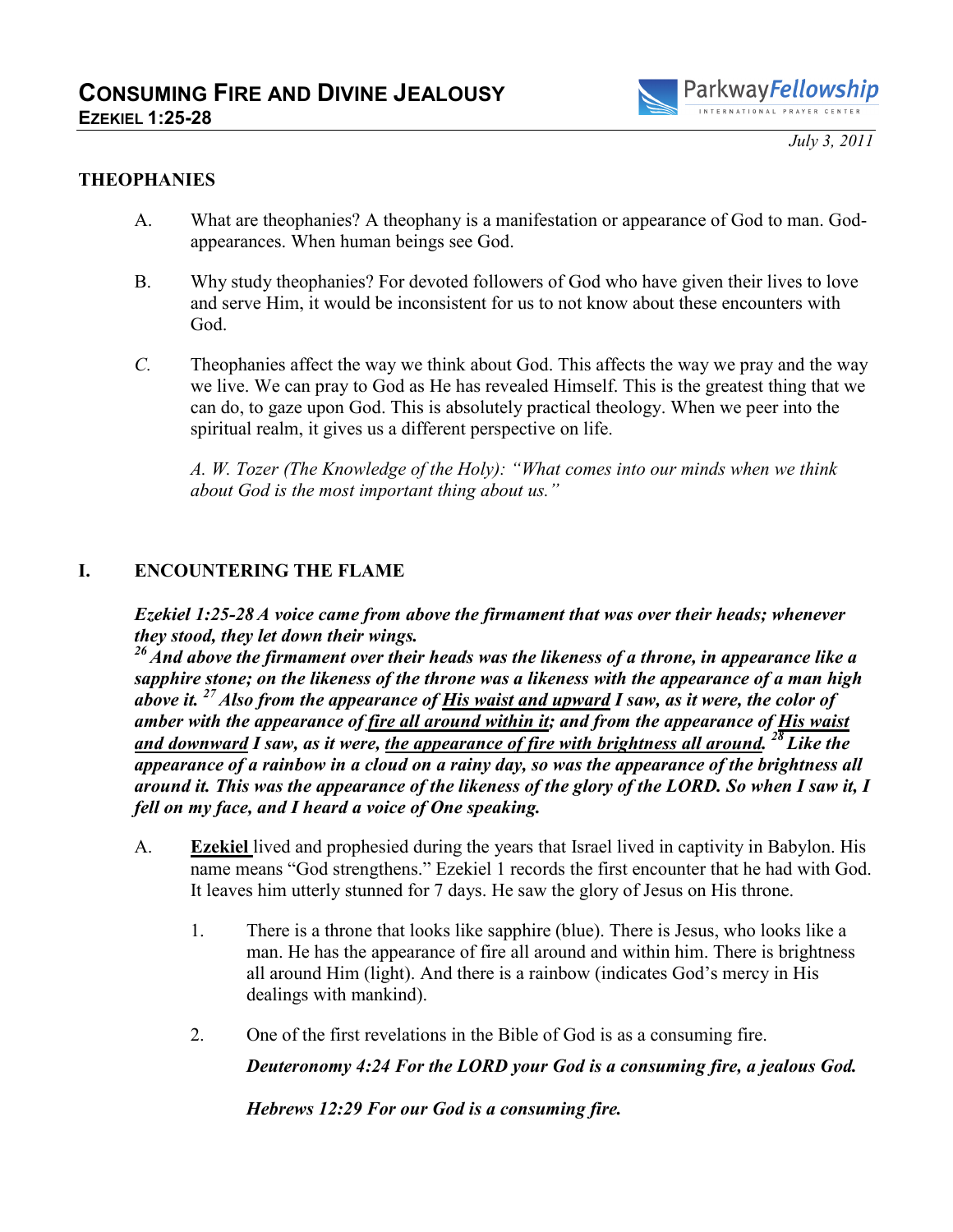# CONSUMING FIRE AND DIVINE JEALOUSY
## EZEKIEL 1:25-28

*July 3, 2011*

### THEOPHANIES

A. What are theophanies? A theophany is a manifestation or appearance of God to man. God-appearances. When human beings see God.

B. Why study theophanies? For devoted followers of God who have given their lives to love and serve Him, it would be inconsistent for us to not know about these encounters with God.

*C.* Theophanies affect the way we think about God. This affects the way we pray and the way we live. We can pray to God as He has revealed Himself. This is the greatest thing that we can do, to gaze upon God. This is absolutely practical theology. When we peer into the spiritual realm, it gives us a different perspective on life.

*A. W. Tozer (The Knowledge of the Holy): "What comes into our minds when we think about God is the most important thing about us."*

### I. ENCOUNTERING THE FLAME

***Ezekiel 1:25-28 A voice came from above the firmament that was over their heads; whenever they stood, they let down their wings.***
***[26] And above the firmament over their heads was the likeness of a throne, in appearance like a sapphire stone; on the likeness of the throne was a likeness with the appearance of a man high above it. [27] Also from the appearance of <u>His waist and upward</u> I saw, as it were, the color of amber with the appearance of <u>fire all around within it</u>; and from the appearance of <u>His waist and downward</u> I saw, as it were, <u>the appearance of fire with brightness all around</u>. [28] Like the appearance of a rainbow in a cloud on a rainy day, so was the appearance of the brightness all around it. This was the appearance of the likeness of the glory of the LORD. So when I saw it, I fell on my face, and I heard a voice of One speaking.***

A. **<u>Ezekiel</u>** lived and prophesied during the years that Israel lived in captivity in Babylon. His name means "God strengthens." Ezekiel 1 records the first encounter that he had with God. It leaves him utterly stunned for 7 days. He saw the glory of Jesus on His throne.

1. There is a throne that looks like sapphire (blue). There is Jesus, who looks like a man. He has the appearance of fire all around and within him. There is brightness all around Him (light). And there is a rainbow (indicates God's mercy in His dealings with mankind).

2. One of the first revelations in the Bible of God is as a consuming fire.

   ***Deuteronomy 4:24 For the LORD your God is a consuming fire, a jealous God.***

   ***Hebrews 12:29 For our God is a consuming fire.***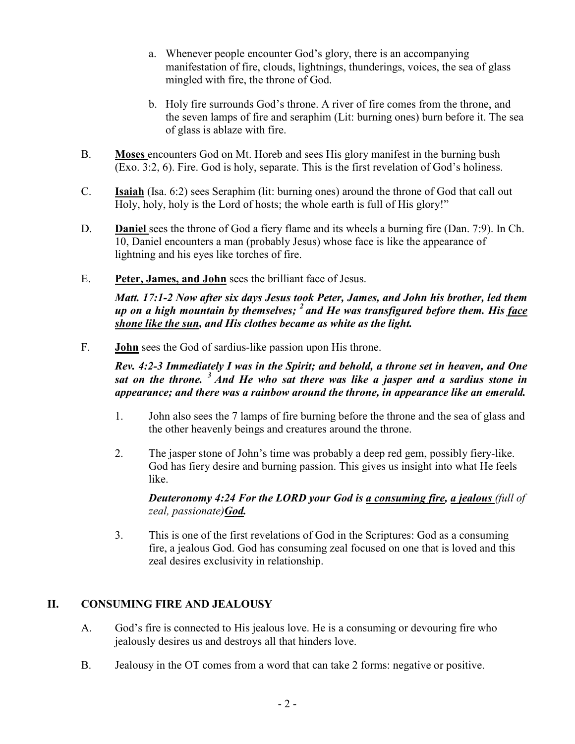a. Whenever people encounter God's glory, there is an accompanying manifestation of fire, clouds, lightnings, thunderings, voices, the sea of glass mingled with fire, the throne of God.

b. Holy fire surrounds God's throne. A river of fire comes from the throne, and the seven lamps of fire and seraphim (Lit: burning ones) burn before it. The sea of glass is ablaze with fire.

B. <u>**Moses**</u> encounters God on Mt. Horeb and sees His glory manifest in the burning bush (Exo. 3:2, 6). Fire. God is holy, separate. This is the first revelation of God's holiness.

C. <u>**Isaiah**</u> (Isa. 6:2) sees Seraphim (lit: burning ones) around the throne of God that call out Holy, holy, holy is the Lord of hosts; the whole earth is full of His glory!"

D. <u>**Daniel**</u> sees the throne of God a fiery flame and its wheels a burning fire (Dan. 7:9). In Ch. 10, Daniel encounters a man (probably Jesus) whose face is like the appearance of lightning and his eyes like torches of fire.

E. <u>**Peter, James, and John**</u> sees the brilliant face of Jesus.

***Matt. 17:1-2 Now after six days Jesus took Peter, James, and John his brother, led them up on a high mountain by themselves; [2] and He was transfigured before them. His <u>face shone like the sun</u>, and His clothes became as white as the light.***

F. <u>**John**</u> sees the God of sardius-like passion upon His throne.

***Rev. 4:2-3 Immediately I was in the Spirit; and behold, a throne set in heaven, and One sat on the throne. [3] And He who sat there was like a jasper and a sardius stone in appearance; and there was a rainbow around the throne, in appearance like an emerald.***

1. John also sees the 7 lamps of fire burning before the throne and the sea of glass and the other heavenly beings and creatures around the throne.

2. The jasper stone of John's time was probably a deep red gem, possibly fiery-like. God has fiery desire and burning passion. This gives us insight into what He feels like.

   ***Deuteronomy 4:24 For the LORD your God is <u>a consuming fire</u>, <u>a jealous</u>*** *(full of zeal, passionate)* ***<u>God</u>.***

3. This is one of the first revelations of God in the Scriptures: God as a consuming fire, a jealous God. God has consuming zeal focused on one that is loved and this zeal desires exclusivity in relationship.

## II. CONSUMING FIRE AND JEALOUSY

A. God's fire is connected to His jealous love. He is a consuming or devouring fire who jealously desires us and destroys all that hinders love.

B. Jealousy in the OT comes from a word that can take 2 forms: negative or positive.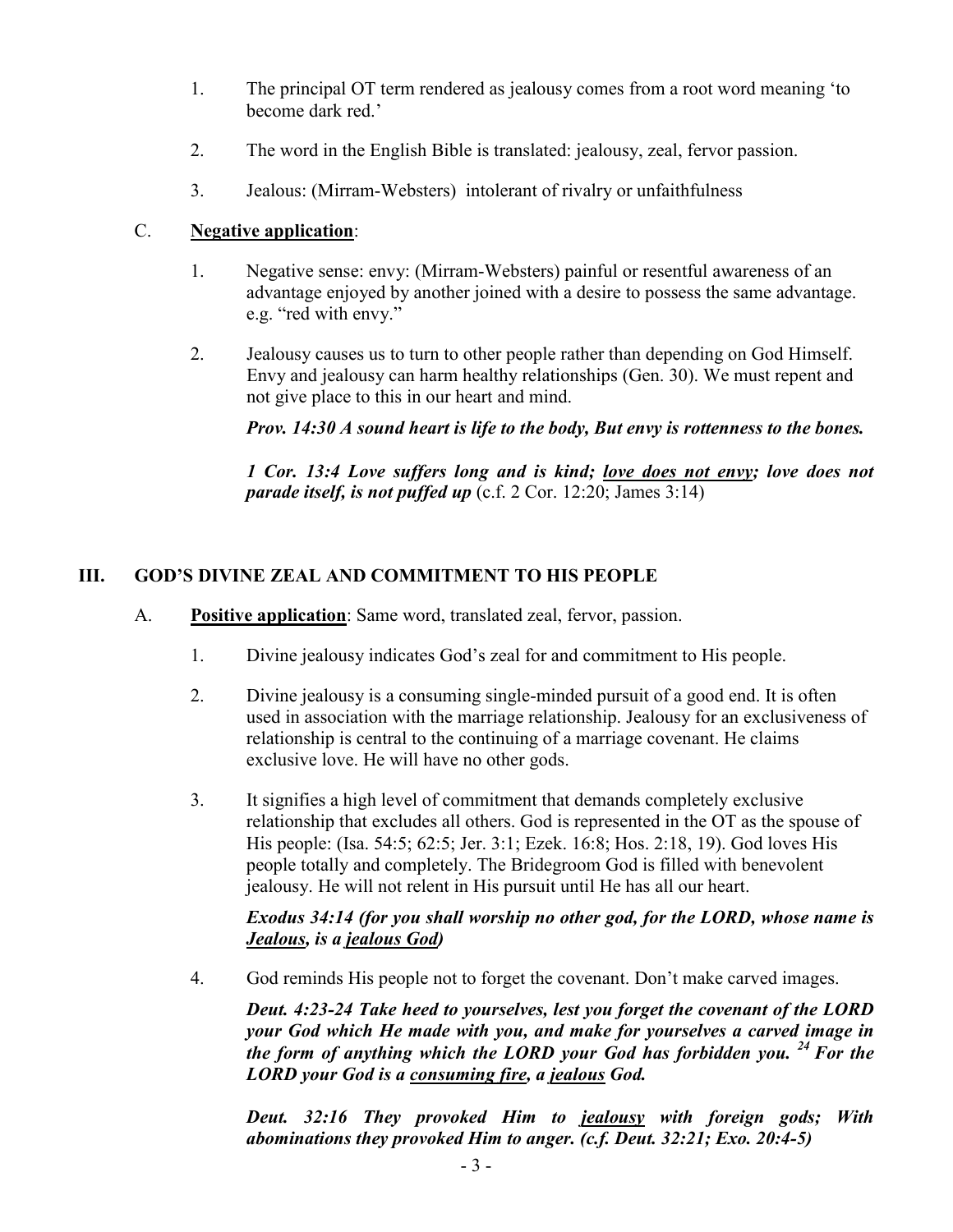1. The principal OT term rendered as jealousy comes from a root word meaning 'to become dark red.'

2. The word in the English Bible is translated: jealousy, zeal, fervor passion.

3. Jealous: (Mirram-Websters) intolerant of rivalry or unfaithfulness

C. **<u>Negative application</u>**:

1. Negative sense: envy: (Mirram-Websters) painful or resentful awareness of an advantage enjoyed by another joined with a desire to possess the same advantage. e.g. "red with envy."

2. Jealousy causes us to turn to other people rather than depending on God Himself. Envy and jealousy can harm healthy relationships (Gen. 30). We must repent and not give place to this in our heart and mind.

   ***Prov. 14:30 A sound heart is life to the body, But envy is rottenness to the bones.***

   ***1 Cor. 13:4 Love suffers long and is kind; <u>love does not envy</u>; love does not parade itself, is not puffed up*** (c.f. 2 Cor. 12:20; James 3:14)

## III. GOD'S DIVINE ZEAL AND COMMITMENT TO HIS PEOPLE

A. **<u>Positive application</u>**: Same word, translated zeal, fervor, passion.

1. Divine jealousy indicates God's zeal for and commitment to His people.

2. Divine jealousy is a consuming single-minded pursuit of a good end. It is often used in association with the marriage relationship. Jealousy for an exclusiveness of relationship is central to the continuing of a marriage covenant. He claims exclusive love. He will have no other gods.

3. It signifies a high level of commitment that demands completely exclusive relationship that excludes all others. God is represented in the OT as the spouse of His people: (Isa. 54:5; 62:5; Jer. 3:1; Ezek. 16:8; Hos. 2:18, 19). God loves His people totally and completely. The Bridegroom God is filled with benevolent jealousy. He will not relent in His pursuit until He has all our heart.

   ***Exodus 34:14 (for you shall worship no other god, for the LORD, whose name is <u>Jealous</u>, is a <u>jealous God</u>)***

4. God reminds His people not to forget the covenant. Don't make carved images.

   ***Deut. 4:23-24 Take heed to yourselves, lest you forget the covenant of the LORD your God which He made with you, and make for yourselves a carved image in the form of anything which the LORD your God has forbidden you. [24] For the LORD your God is a <u>consuming fire</u>, a <u>jealous</u> God.***

   ***Deut. 32:16 They provoked Him to <u>jealousy</u> with foreign gods; With abominations they provoked Him to anger. (c.f. Deut. 32:21; Exo. 20:4-5)***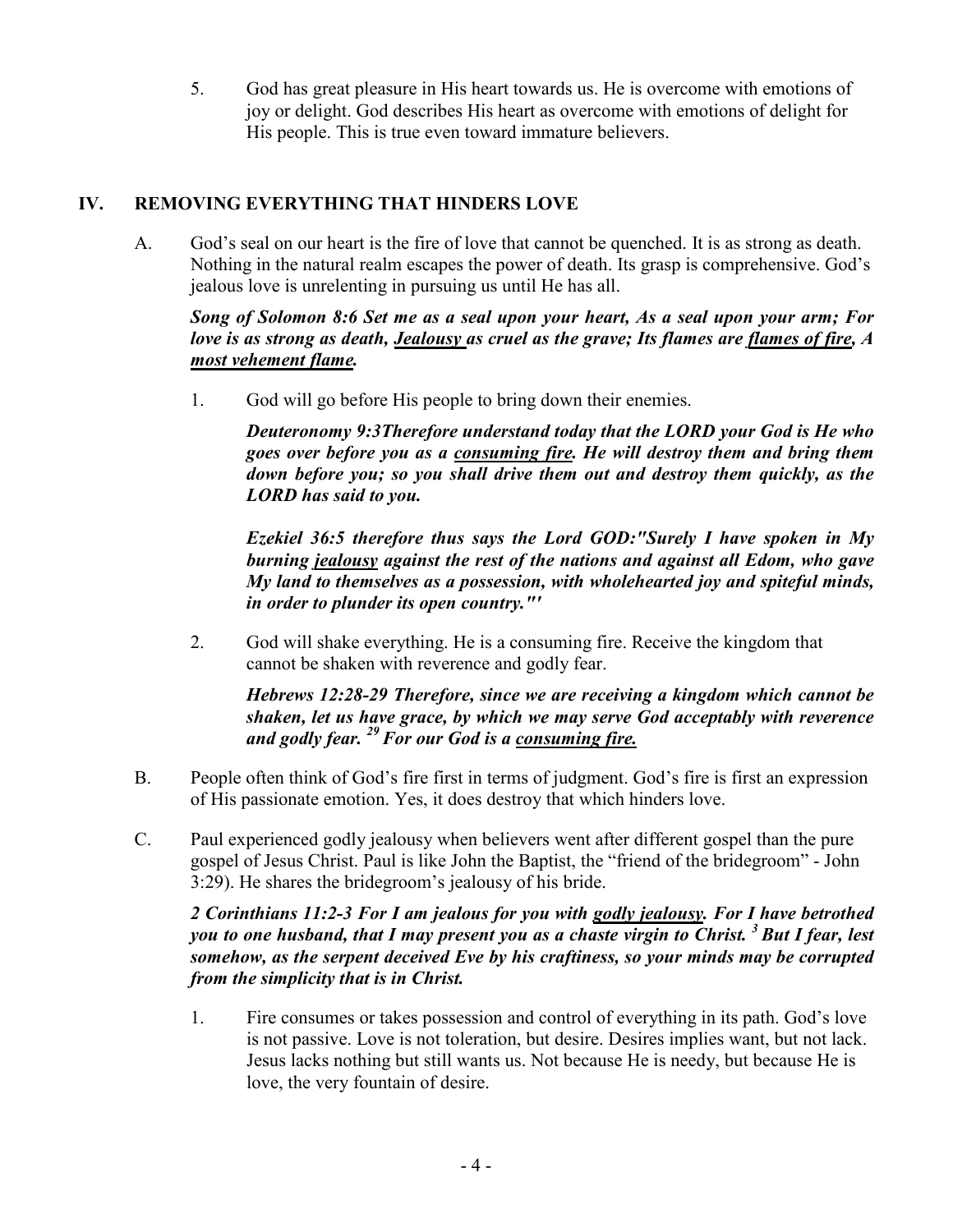5. God has great pleasure in His heart towards us. He is overcome with emotions of joy or delight. God describes His heart as overcome with emotions of delight for His people. This is true even toward immature believers.

## IV. REMOVING EVERYTHING THAT HINDERS LOVE

A. God's seal on our heart is the fire of love that cannot be quenched. It is as strong as death. Nothing in the natural realm escapes the power of death. Its grasp is comprehensive. God's jealous love is unrelenting in pursuing us until He has all.

***Song of Solomon 8:6 Set me as a seal upon your heart, As a seal upon your arm; For love is as strong as death, <u>Jealousy</u> as cruel as the grave; Its flames are <u>flames of fire</u>, A <u>most vehement flame</u>.***

1. God will go before His people to bring down their enemies.

   ***Deuteronomy 9:3Therefore understand today that the LORD your God is He who goes over before you as a <u>consuming fire</u>. He will destroy them and bring them down before you; so you shall drive them out and destroy them quickly, as the LORD has said to you.***

   ***Ezekiel 36:5 therefore thus says the Lord GOD:"Surely I have spoken in My burning <u>jealousy</u> against the rest of the nations and against all Edom, who gave My land to themselves as a possession, with wholehearted joy and spiteful minds, in order to plunder its open country."'***

2. God will shake everything. He is a consuming fire. Receive the kingdom that cannot be shaken with reverence and godly fear.

   ***Hebrews 12:28-29 Therefore, since we are receiving a kingdom which cannot be shaken, let us have grace, by which we may serve God acceptably with reverence and godly fear. [29] For our God is a <u>consuming fire.</u>***

B. People often think of God's fire first in terms of judgment. God's fire is first an expression of His passionate emotion. Yes, it does destroy that which hinders love.

C. Paul experienced godly jealousy when believers went after different gospel than the pure gospel of Jesus Christ. Paul is like John the Baptist, the "friend of the bridegroom" - John 3:29). He shares the bridegroom's jealousy of his bride.

***2 Corinthians 11:2-3 For I am jealous for you with <u>godly jealousy</u>. For I have betrothed you to one husband, that I may present you as a chaste virgin to Christ. [3] But I fear, lest somehow, as the serpent deceived Eve by his craftiness, so your minds may be corrupted from the simplicity that is in Christ.***

1. Fire consumes or takes possession and control of everything in its path. God's love is not passive. Love is not toleration, but desire. Desires implies want, but not lack. Jesus lacks nothing but still wants us. Not because He is needy, but because He is love, the very fountain of desire.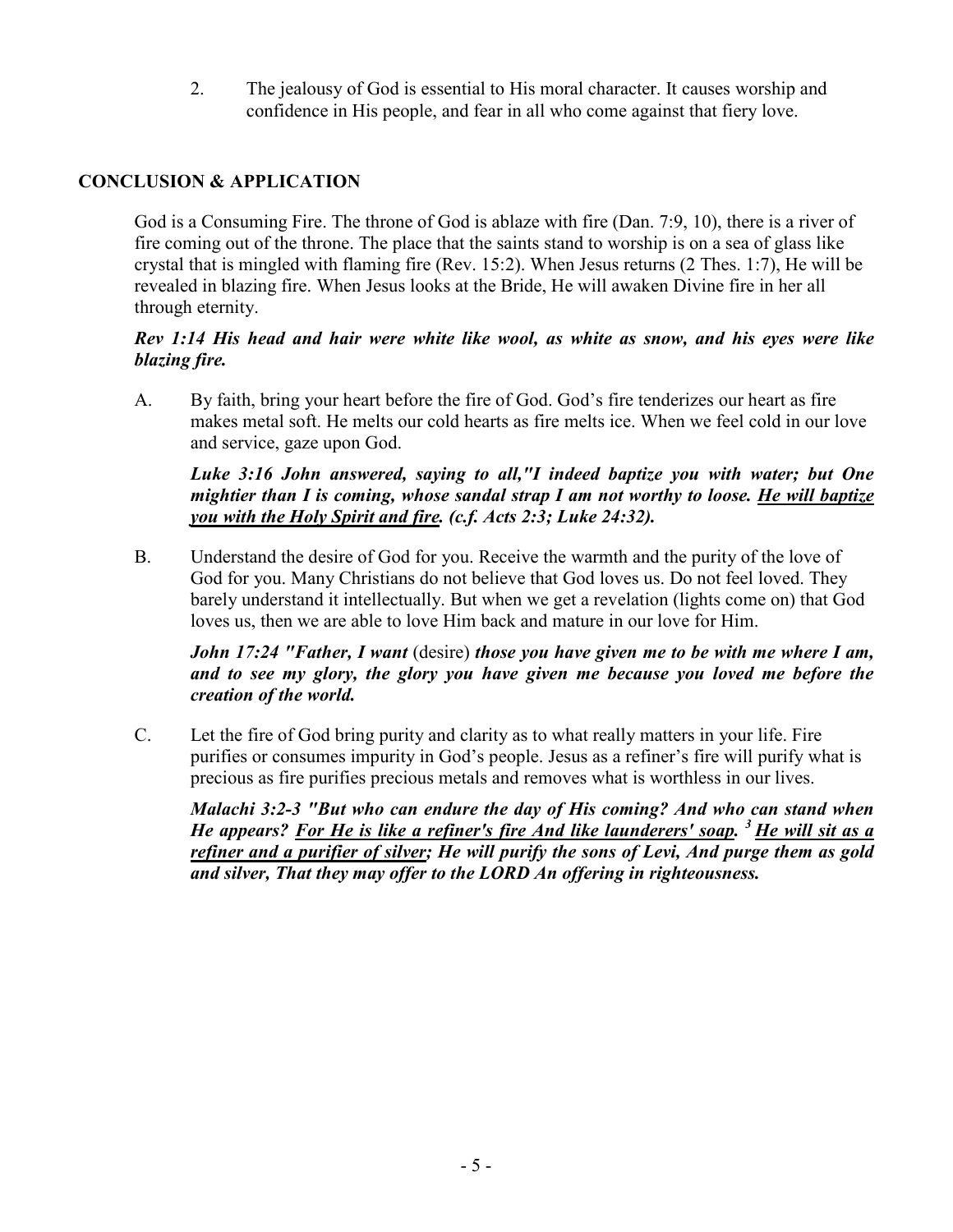2. The jealousy of God is essential to His moral character. It causes worship and confidence in His people, and fear in all who come against that fiery love.

## CONCLUSION & APPLICATION

God is a Consuming Fire. The throne of God is ablaze with fire (Dan. 7:9, 10), there is a river of fire coming out of the throne. The place that the saints stand to worship is on a sea of glass like crystal that is mingled with flaming fire (Rev. 15:2). When Jesus returns (2 Thes. 1:7), He will be revealed in blazing fire. When Jesus looks at the Bride, He will awaken Divine fire in her all through eternity.

***Rev 1:14 His head and hair were white like wool, as white as snow, and his eyes were like blazing fire.***

A. By faith, bring your heart before the fire of God. God's fire tenderizes our heart as fire makes metal soft. He melts our cold hearts as fire melts ice. When we feel cold in our love and service, gaze upon God.

***Luke 3:16 John answered, saying to all,"I indeed baptize you with water; but One mightier than I is coming, whose sandal strap I am not worthy to loose. <u>He will baptize you with the Holy Spirit and fire</u>. (c.f. Acts 2:3; Luke 24:32).***

B. Understand the desire of God for you. Receive the warmth and the purity of the love of God for you. Many Christians do not believe that God loves us. Do not feel loved. They barely understand it intellectually. But when we get a revelation (lights come on) that God loves us, then we are able to love Him back and mature in our love for Him.

***John 17:24 "Father, I want*** (desire) ***those you have given me to be with me where I am, and to see my glory, the glory you have given me because you loved me before the creation of the world.***

C. Let the fire of God bring purity and clarity as to what really matters in your life. Fire purifies or consumes impurity in God's people. Jesus as a refiner's fire will purify what is precious as fire purifies precious metals and removes what is worthless in our lives.

***Malachi 3:2-3 "But who can endure the day of His coming? And who can stand when He appears? <u>For He is like a refiner's fire And like launderers' soap</u>. [3] <u>He will sit as a refiner and a purifier of silver</u>; He will purify the sons of Levi, And purge them as gold and silver, That they may offer to the LORD An offering in righteousness.***